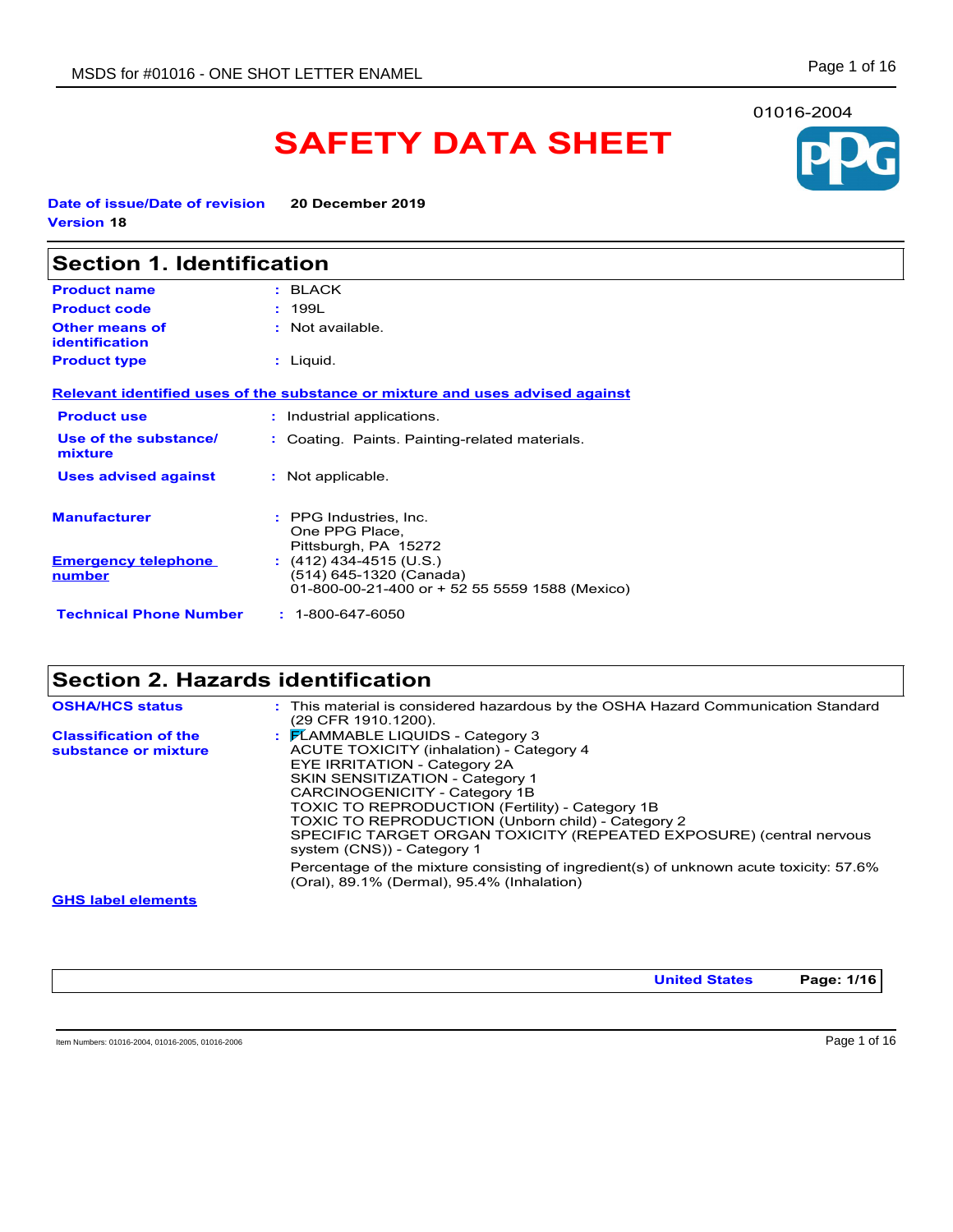01016-2004

# SAFETY DATA SHEET

**Date of issue/Date of revision** **20 December 2019**
**Version** **18**

## Section 1. Identification

| | | |
|---|---|---|
| **Product name** | : | BLACK |
| **Product code** | : | 199L |
| **Other means of identification** | : | Not available. |
| **Product type** | : | Liquid. |

**Relevant identified uses of the substance or mixture and uses advised against**

| | | |
|---|---|---|
| **Product use** | : | Industrial applications. |
| **Use of the substance/ mixture** | : | Coating. Paints. Painting-related materials. |
| **Uses advised against** | : | Not applicable. |

| | | |
|---|---|---|
| **Manufacturer** | : | PPG Industries, Inc.<br>One PPG Place,<br>Pittsburgh, PA 15272 |
| **Emergency telephone number** | : | (412) 434-4515 (U.S.)<br>(514) 645-1320 (Canada)<br>01-800-00-21-400 or + 52 55 5559 1588 (Mexico) |
| **Technical Phone Number** | : | 1-800-647-6050 |

## Section 2. Hazards identification

| | | |
|---|---|---|
| **OSHA/HCS status** | : | This material is considered hazardous by the OSHA Hazard Communication Standard (29 CFR 1910.1200). |
| **Classification of the substance or mixture** | : | FLAMMABLE LIQUIDS - Category 3<br>ACUTE TOXICITY (inhalation) - Category 4<br>EYE IRRITATION - Category 2A<br>SKIN SENSITIZATION - Category 1<br>CARCINOGENICITY - Category 1B<br>TOXIC TO REPRODUCTION (Fertility) - Category 1B<br>TOXIC TO REPRODUCTION (Unborn child) - Category 2<br>SPECIFIC TARGET ORGAN TOXICITY (REPEATED EXPOSURE) (central nervous system (CNS)) - Category 1<br><br>Percentage of the mixture consisting of ingredient(s) of unknown acute toxicity: 57.6% (Oral), 89.1% (Dermal), 95.4% (Inhalation) |

**GHS label elements**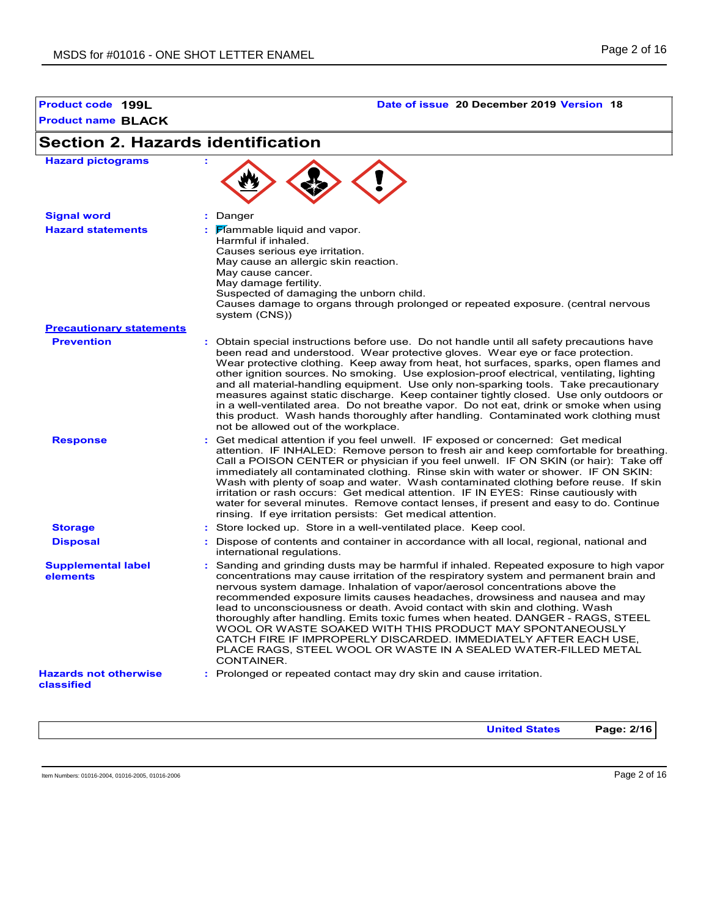**Product code** 199L **Date of issue** 20 December 2019 **Version** 18

**Product name** BLACK

## Section 2. Hazards identification

**Hazard pictograms** :

**Signal word** : Danger

**Hazard statements** : Flammable liquid and vapor.
Harmful if inhaled.
Causes serious eye irritation.
May cause an allergic skin reaction.
May cause cancer.
May damage fertility.
Suspected of damaging the unborn child.
Causes damage to organs through prolonged or repeated exposure. (central nervous system (CNS))

**Precautionary statements**

**Prevention** : Obtain special instructions before use. Do not handle until all safety precautions have been read and understood. Wear protective gloves. Wear eye or face protection. Wear protective clothing. Keep away from heat, hot surfaces, sparks, open flames and other ignition sources. No smoking. Use explosion-proof electrical, ventilating, lighting and all material-handling equipment. Use only non-sparking tools. Take precautionary measures against static discharge. Keep container tightly closed. Use only outdoors or in a well-ventilated area. Do not breathe vapor. Do not eat, drink or smoke when using this product. Wash hands thoroughly after handling. Contaminated work clothing must not be allowed out of the workplace.

**Response** : Get medical attention if you feel unwell. IF exposed or concerned: Get medical attention. IF INHALED: Remove person to fresh air and keep comfortable for breathing. Call a POISON CENTER or physician if you feel unwell. IF ON SKIN (or hair): Take off immediately all contaminated clothing. Rinse skin with water or shower. IF ON SKIN: Wash with plenty of soap and water. Wash contaminated clothing before reuse. If skin irritation or rash occurs: Get medical attention. IF IN EYES: Rinse cautiously with water for several minutes. Remove contact lenses, if present and easy to do. Continue rinsing. If eye irritation persists: Get medical attention.

**Storage** : Store locked up. Store in a well-ventilated place. Keep cool.

**Disposal** : Dispose of contents and container in accordance with all local, regional, national and international regulations.

**Supplemental label elements** : Sanding and grinding dusts may be harmful if inhaled. Repeated exposure to high vapor concentrations may cause irritation of the respiratory system and permanent brain and nervous system damage. Inhalation of vapor/aerosol concentrations above the recommended exposure limits causes headaches, drowsiness and nausea and may lead to unconsciousness or death. Avoid contact with skin and clothing. Wash thoroughly after handling. Emits toxic fumes when heated. DANGER - RAGS, STEEL WOOL OR WASTE SOAKED WITH THIS PRODUCT MAY SPONTANEOUSLY CATCH FIRE IF IMPROPERLY DISCARDED. IMMEDIATELY AFTER EACH USE, PLACE RAGS, STEEL WOOL OR WASTE IN A SEALED WATER-FILLED METAL CONTAINER.

**Hazards not otherwise classified** : Prolonged or repeated contact may dry skin and cause irritation.

Item Numbers: 01016-2004, 01016-2005, 01016-2006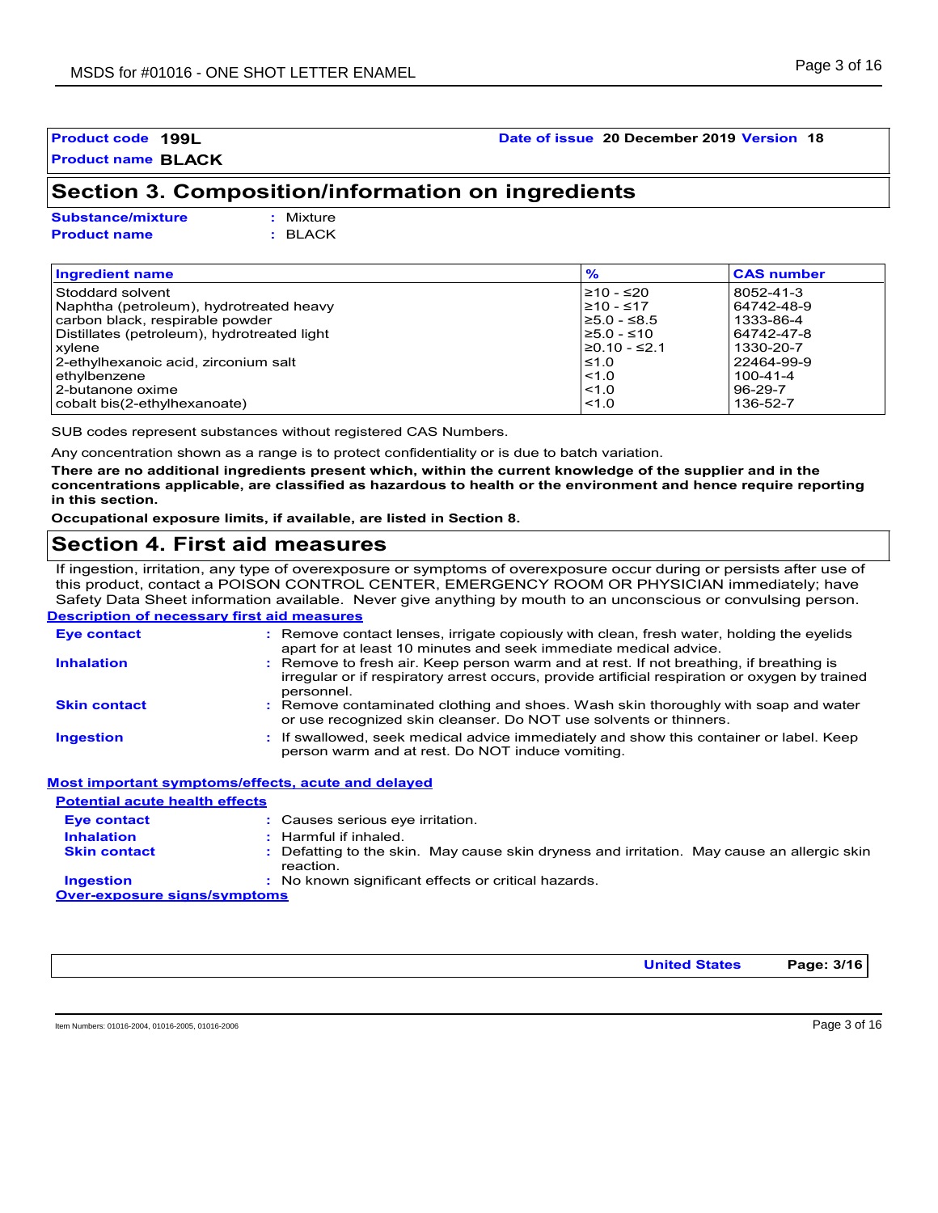**Product code** 199L | **Date of issue** 20 December 2019 **Version** 18

**Product name** BLACK

## Section 3. Composition/information on ingredients

**Substance/mixture** : Mixture
**Product name** : BLACK

| Ingredient name | % | CAS number |
|---|---|---|
| Stoddard solvent | ≥10 - ≤20 | 8052-41-3 |
| Naphtha (petroleum), hydrotreated heavy | ≥10 - ≤17 | 64742-48-9 |
| carbon black, respirable powder | ≥5.0 - ≤8.5 | 1333-86-4 |
| Distillates (petroleum), hydrotreated light | ≥5.0 - ≤10 | 64742-47-8 |
| xylene | ≥0.10 - ≤2.1 | 1330-20-7 |
| 2-ethylhexanoic acid, zirconium salt | ≤1.0 | 22464-99-9 |
| ethylbenzene | <1.0 | 100-41-4 |
| 2-butanone oxime | <1.0 | 96-29-7 |
| cobalt bis(2-ethylhexanoate) | <1.0 | 136-52-7 |

SUB codes represent substances without registered CAS Numbers.

Any concentration shown as a range is to protect confidentiality or is due to batch variation.

**There are no additional ingredients present which, within the current knowledge of the supplier and in the concentrations applicable, are classified as hazardous to health or the environment and hence require reporting in this section.**

**Occupational exposure limits, if available, are listed in Section 8.**

## Section 4. First aid measures

If ingestion, irritation, any type of overexposure or symptoms of overexposure occur during or persists after use of this product, contact a POISON CONTROL CENTER, EMERGENCY ROOM OR PHYSICIAN immediately; have Safety Data Sheet information available. Never give anything by mouth to an unconscious or convulsing person.

### Description of necessary first aid measures

**Eye contact** : Remove contact lenses, irrigate copiously with clean, fresh water, holding the eyelids apart for at least 10 minutes and seek immediate medical advice.

**Inhalation** : Remove to fresh air. Keep person warm and at rest. If not breathing, if breathing is irregular or if respiratory arrest occurs, provide artificial respiration or oxygen by trained personnel.

**Skin contact** : Remove contaminated clothing and shoes. Wash skin thoroughly with soap and water or use recognized skin cleanser. Do NOT use solvents or thinners.

**Ingestion** : If swallowed, seek medical advice immediately and show this container or label. Keep person warm and at rest. Do NOT induce vomiting.

### Most important symptoms/effects, acute and delayed

#### Potential acute health effects

**Eye contact** : Causes serious eye irritation.

**Inhalation** : Harmful if inhaled.

**Skin contact** : Defatting to the skin. May cause skin dryness and irritation. May cause an allergic skin reaction.

**Ingestion** : No known significant effects or critical hazards.

#### Over-exposure signs/symptoms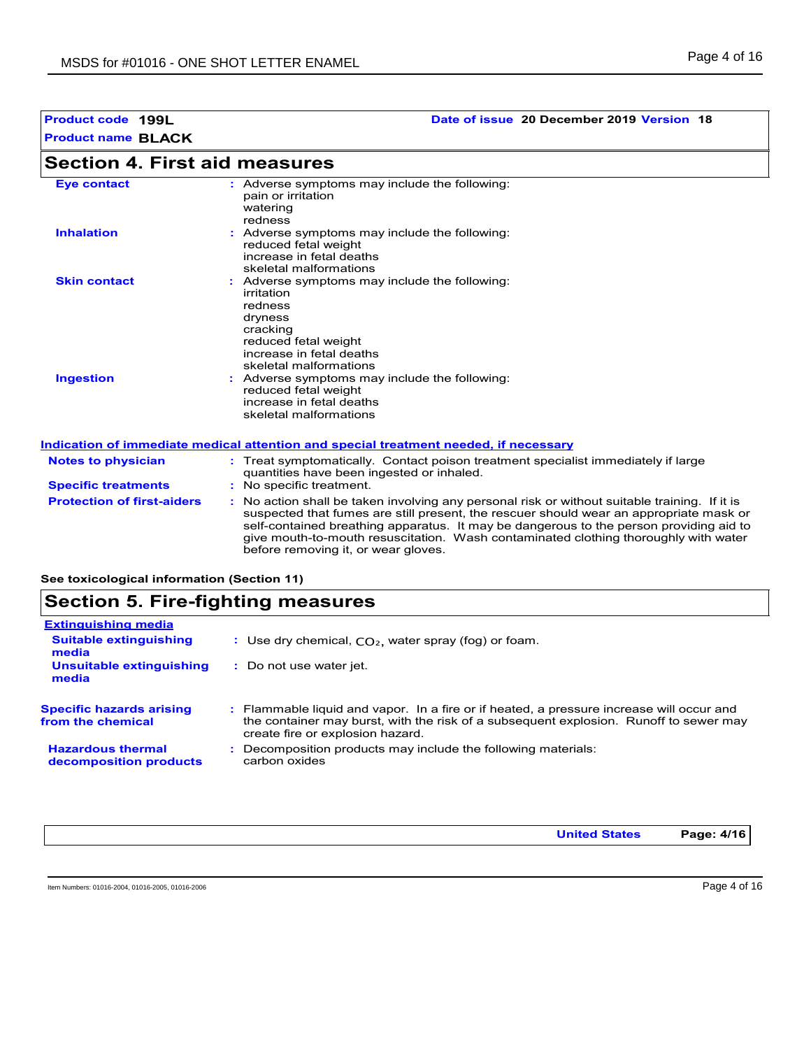**Product code** **199L** **Date of issue** **20 December 2019** **Version** **18**

**Product name** **BLACK**

## Section 4. First aid measures

**Eye contact** : Adverse symptoms may include the following:
pain or irritation
watering
redness

**Inhalation** : Adverse symptoms may include the following:
reduced fetal weight
increase in fetal deaths
skeletal malformations

**Skin contact** : Adverse symptoms may include the following:
irritation
redness
dryness
cracking
reduced fetal weight
increase in fetal deaths
skeletal malformations

**Ingestion** : Adverse symptoms may include the following:
reduced fetal weight
increase in fetal deaths
skeletal malformations

### Indication of immediate medical attention and special treatment needed, if necessary

**Notes to physician** : Treat symptomatically. Contact poison treatment specialist immediately if large quantities have been ingested or inhaled.

**Specific treatments** : No specific treatment.

**Protection of first-aiders** : No action shall be taken involving any personal risk or without suitable training. If it is suspected that fumes are still present, the rescuer should wear an appropriate mask or self-contained breathing apparatus. It may be dangerous to the person providing aid to give mouth-to-mouth resuscitation. Wash contaminated clothing thoroughly with water before removing it, or wear gloves.

**See toxicological information (Section 11)**

## Section 5. Fire-fighting measures

### Extinguishing media

**Suitable extinguishing media** : Use dry chemical, $CO_2$, water spray (fog) or foam.

**Unsuitable extinguishing media** : Do not use water jet.

**Specific hazards arising from the chemical** : Flammable liquid and vapor. In a fire or if heated, a pressure increase will occur and the container may burst, with the risk of a subsequent explosion. Runoff to sewer may create fire or explosion hazard.

**Hazardous thermal decomposition products** : Decomposition products may include the following materials:
carbon oxides

Item Numbers: 01016-2004, 01016-2005, 01016-2006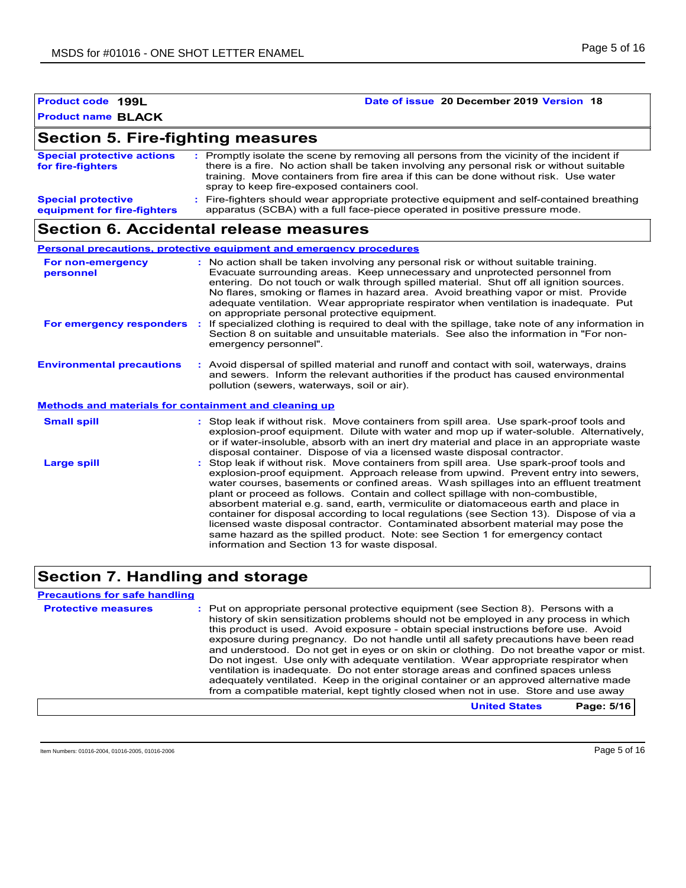**Product code** 199L **Date of issue** 20 December 2019 **Version** 18

**Product name** BLACK

## Section 5. Fire-fighting measures

**Special protective actions for fire-fighters** : Promptly isolate the scene by removing all persons from the vicinity of the incident if there is a fire. No action shall be taken involving any personal risk or without suitable training. Move containers from fire area if this can be done without risk. Use water spray to keep fire-exposed containers cool.

**Special protective equipment for fire-fighters** : Fire-fighters should wear appropriate protective equipment and self-contained breathing apparatus (SCBA) with a full face-piece operated in positive pressure mode.

## Section 6. Accidental release measures

### Personal precautions, protective equipment and emergency procedures

**For non-emergency personnel** : No action shall be taken involving any personal risk or without suitable training. Evacuate surrounding areas. Keep unnecessary and unprotected personnel from entering. Do not touch or walk through spilled material. Shut off all ignition sources. No flares, smoking or flames in hazard area. Avoid breathing vapor or mist. Provide adequate ventilation. Wear appropriate respirator when ventilation is inadequate. Put on appropriate personal protective equipment.

**For emergency responders** : If specialized clothing is required to deal with the spillage, take note of any information in Section 8 on suitable and unsuitable materials. See also the information in "For non-emergency personnel".

**Environmental precautions** : Avoid dispersal of spilled material and runoff and contact with soil, waterways, drains and sewers. Inform the relevant authorities if the product has caused environmental pollution (sewers, waterways, soil or air).

### Methods and materials for containment and cleaning up

**Small spill** : Stop leak if without risk. Move containers from spill area. Use spark-proof tools and explosion-proof equipment. Dilute with water and mop up if water-soluble. Alternatively, or if water-insoluble, absorb with an inert dry material and place in an appropriate waste disposal container. Dispose of via a licensed waste disposal contractor.

**Large spill** : Stop leak if without risk. Move containers from spill area. Use spark-proof tools and explosion-proof equipment. Approach release from upwind. Prevent entry into sewers, water courses, basements or confined areas. Wash spillages into an effluent treatment plant or proceed as follows. Contain and collect spillage with non-combustible, absorbent material e.g. sand, earth, vermiculite or diatomaceous earth and place in container for disposal according to local regulations (see Section 13). Dispose of via a licensed waste disposal contractor. Contaminated absorbent material may pose the same hazard as the spilled product. Note: see Section 1 for emergency contact information and Section 13 for waste disposal.

## Section 7. Handling and storage

### Precautions for safe handling

**Protective measures** : Put on appropriate personal protective equipment (see Section 8). Persons with a history of skin sensitization problems should not be employed in any process in which this product is used. Avoid exposure - obtain special instructions before use. Avoid exposure during pregnancy. Do not handle until all safety precautions have been read and understood. Do not get in eyes or on skin or clothing. Do not breathe vapor or mist. Do not ingest. Use only with adequate ventilation. Wear appropriate respirator when ventilation is inadequate. Do not enter storage areas and confined spaces unless adequately ventilated. Keep in the original container or an approved alternative made from a compatible material, kept tightly closed when not in use. Store and use away

**United States**

Item Numbers: 01016-2004, 01016-2005, 01016-2006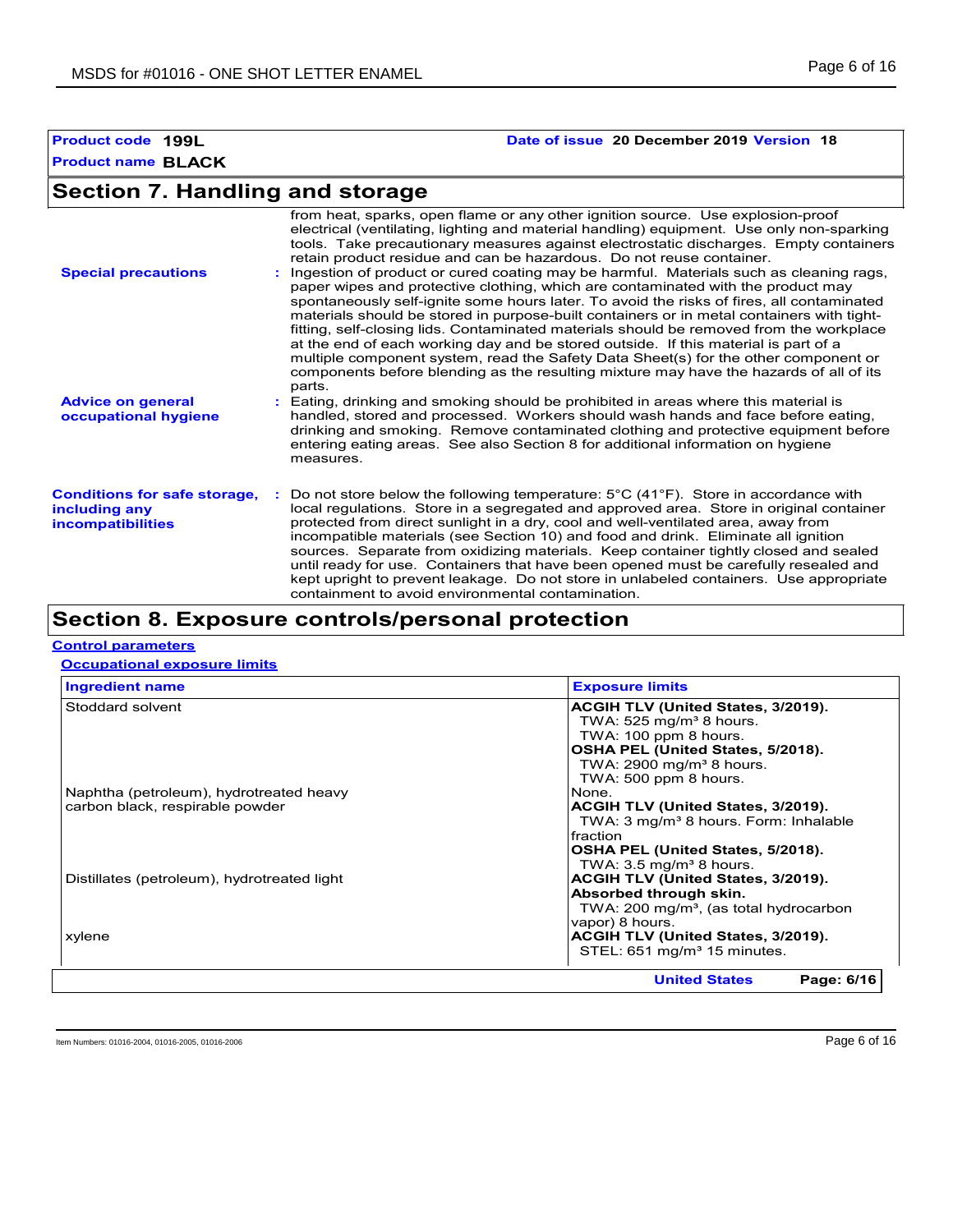**Product code** 199L **Date of issue** 20 December 2019 **Version** 18

**Product name** BLACK

## Section 7. Handling and storage

from heat, sparks, open flame or any other ignition source. Use explosion-proof electrical (ventilating, lighting and material handling) equipment. Use only non-sparking tools. Take precautionary measures against electrostatic discharges. Empty containers retain product residue and can be hazardous. Do not reuse container.

**Special precautions** : Ingestion of product or cured coating may be harmful. Materials such as cleaning rags, paper wipes and protective clothing, which are contaminated with the product may spontaneously self-ignite some hours later. To avoid the risks of fires, all contaminated materials should be stored in purpose-built containers or in metal containers with tight-fitting, self-closing lids. Contaminated materials should be removed from the workplace at the end of each working day and be stored outside. If this material is part of a multiple component system, read the Safety Data Sheet(s) for the other component or components before blending as the resulting mixture may have the hazards of all of its parts.

**Advice on general occupational hygiene** : Eating, drinking and smoking should be prohibited in areas where this material is handled, stored and processed. Workers should wash hands and face before eating, drinking and smoking. Remove contaminated clothing and protective equipment before entering eating areas. See also Section 8 for additional information on hygiene measures.

**Conditions for safe storage, including any incompatibilities** : Do not store below the following temperature: 5°C (41°F). Store in accordance with local regulations. Store in a segregated and approved area. Store in original container protected from direct sunlight in a dry, cool and well-ventilated area, away from incompatible materials (see Section 10) and food and drink. Eliminate all ignition sources. Separate from oxidizing materials. Keep container tightly closed and sealed until ready for use. Containers that have been opened must be carefully resealed and kept upright to prevent leakage. Do not store in unlabeled containers. Use appropriate containment to avoid environmental contamination.

## Section 8. Exposure controls/personal protection

**Control parameters**

**Occupational exposure limits**

| Ingredient name | Exposure limits |
|---|---|
| Stoddard solvent | **ACGIH TLV (United States, 3/2019).**<br>TWA: 525 mg/m³ 8 hours.<br>TWA: 100 ppm 8 hours.<br>**OSHA PEL (United States, 5/2018).**<br>TWA: 2900 mg/m³ 8 hours.<br>TWA: 500 ppm 8 hours. |
| Naphtha (petroleum), hydrotreated heavy | None. |
| carbon black, respirable powder | **ACGIH TLV (United States, 3/2019).**<br>TWA: 3 mg/m³ 8 hours. Form: Inhalable fraction<br>**OSHA PEL (United States, 5/2018).**<br>TWA: 3.5 mg/m³ 8 hours. |
| Distillates (petroleum), hydrotreated light | **ACGIH TLV (United States, 3/2019).**<br>**Absorbed through skin.**<br>TWA: 200 mg/m³, (as total hydrocarbon vapor) 8 hours. |
| xylene | **ACGIH TLV (United States, 3/2019).**<br>STEL: 651 mg/m³ 15 minutes. |

Item Numbers: 01016-2004, 01016-2005, 01016-2006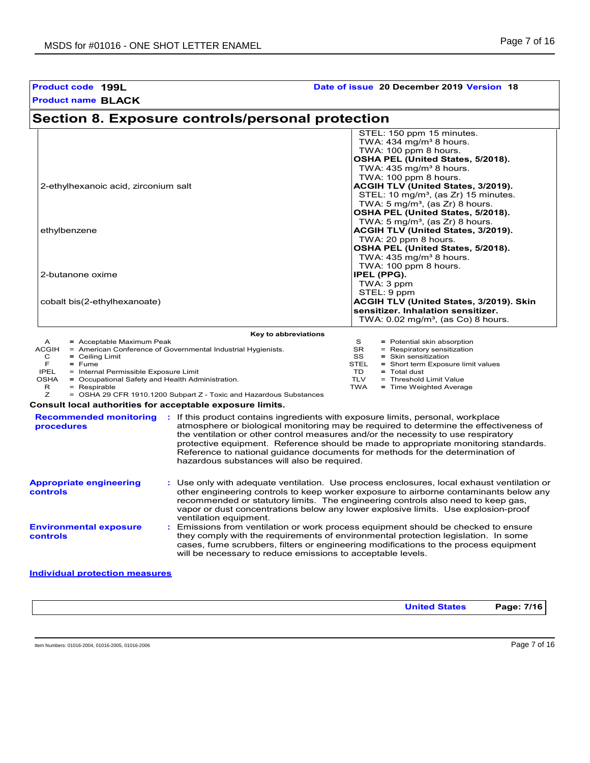**Product code** **199L**

**Date of issue** **20 December 2019** **Version** **18**

**Product name** **BLACK**

## Section 8. Exposure controls/personal protection

| | |
|---|---|
| | STEL: 150 ppm 15 minutes.<br>TWA: 434 mg/m³ 8 hours.<br>TWA: 100 ppm 8 hours.<br>**OSHA PEL (United States, 5/2018).**<br>TWA: 435 mg/m³ 8 hours.<br>TWA: 100 ppm 8 hours. |
| 2-ethylhexanoic acid, zirconium salt | **ACGIH TLV (United States, 3/2019).**<br>STEL: 10 mg/m³, (as Zr) 15 minutes.<br>TWA: 5 mg/m³, (as Zr) 8 hours.<br>**OSHA PEL (United States, 5/2018).**<br>TWA: 5 mg/m³, (as Zr) 8 hours. |
| ethylbenzene | **ACGIH TLV (United States, 3/2019).**<br>TWA: 20 ppm 8 hours.<br>**OSHA PEL (United States, 5/2018).**<br>TWA: 435 mg/m³ 8 hours.<br>TWA: 100 ppm 8 hours. |
| 2-butanone oxime | **IPEL (PPG).**<br>TWA: 3 ppm<br>STEL: 9 ppm |
| cobalt bis(2-ethylhexanoate) | **ACGIH TLV (United States, 3/2019). Skin sensitizer. Inhalation sensitizer.**<br>TWA: 0.02 mg/m³, (as Co) 8 hours. |

**Key to abbreviations**

| | | | |
|---|---|---|---|
| A | = Acceptable Maximum Peak | S | = Potential skin absorption |
| ACGIH | = American Conference of Governmental Industrial Hygienists. | SR | = Respiratory sensitization |
| C | = Ceiling Limit | SS | = Skin sensitization |
| F | = Fume | STEL | = Short term Exposure limit values |
| IPEL | = Internal Permissible Exposure Limit | TD | = Total dust |
| OSHA | = Occupational Safety and Health Administration. | TLV | = Threshold Limit Value |
| R | = Respirable | TWA | = Time Weighted Average |
| Z | = OSHA 29 CFR 1910.1200 Subpart Z - Toxic and Hazardous Substances | | |

**Consult local authorities for acceptable exposure limits.**

**Recommended monitoring procedures** : If this product contains ingredients with exposure limits, personal, workplace atmosphere or biological monitoring may be required to determine the effectiveness of the ventilation or other control measures and/or the necessity to use respiratory protective equipment. Reference should be made to appropriate monitoring standards. Reference to national guidance documents for methods for the determination of hazardous substances will also be required.

**Appropriate engineering controls** : Use only with adequate ventilation. Use process enclosures, local exhaust ventilation or other engineering controls to keep worker exposure to airborne contaminants below any recommended or statutory limits. The engineering controls also need to keep gas, vapor or dust concentrations below any lower explosive limits. Use explosion-proof ventilation equipment.

**Environmental exposure controls** : Emissions from ventilation or work process equipment should be checked to ensure they comply with the requirements of environmental protection legislation. In some cases, fume scrubbers, filters or engineering modifications to the process equipment will be necessary to reduce emissions to acceptable levels.

**Individual protection measures**

Item Numbers: 01016-2004, 01016-2005, 01016-2006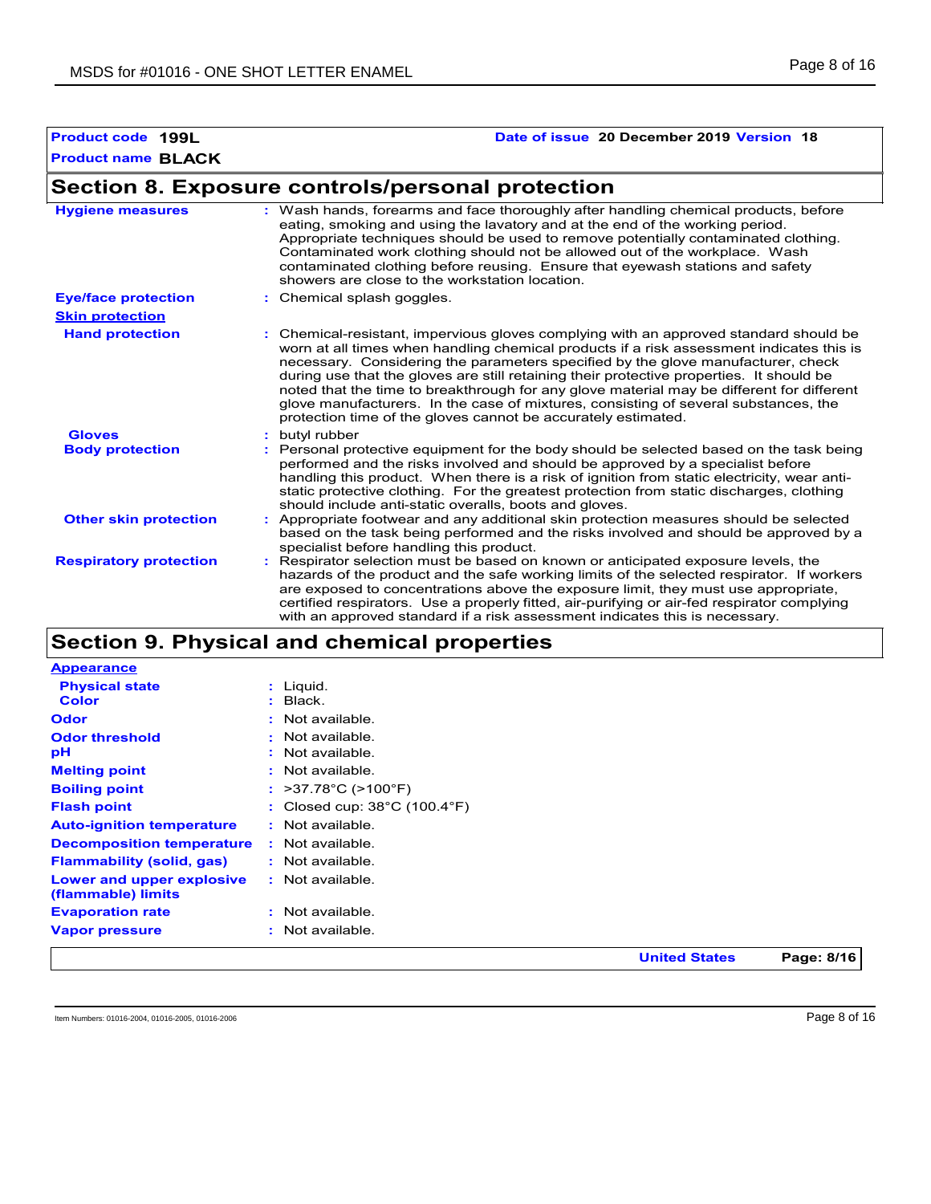**Product code** **199L** **Date of issue** **20 December 2019** **Version** **18**

**Product name** **BLACK**

## Section 8. Exposure controls/personal protection

**Hygiene measures** : Wash hands, forearms and face thoroughly after handling chemical products, before eating, smoking and using the lavatory and at the end of the working period. Appropriate techniques should be used to remove potentially contaminated clothing. Contaminated work clothing should not be allowed out of the workplace. Wash contaminated clothing before reusing. Ensure that eyewash stations and safety showers are close to the workstation location.

**Eye/face protection** : Chemical splash goggles.

**Skin protection**

**Hand protection** : Chemical-resistant, impervious gloves complying with an approved standard should be worn at all times when handling chemical products if a risk assessment indicates this is necessary. Considering the parameters specified by the glove manufacturer, check during use that the gloves are still retaining their protective properties. It should be noted that the time to breakthrough for any glove material may be different for different glove manufacturers. In the case of mixtures, consisting of several substances, the protection time of the gloves cannot be accurately estimated.

**Gloves** : butyl rubber

**Body protection** : Personal protective equipment for the body should be selected based on the task being performed and the risks involved and should be approved by a specialist before handling this product. When there is a risk of ignition from static electricity, wear anti-static protective clothing. For the greatest protection from static discharges, clothing should include anti-static overalls, boots and gloves.

**Other skin protection** : Appropriate footwear and any additional skin protection measures should be selected based on the task being performed and the risks involved and should be approved by a specialist before handling this product.

**Respiratory protection** : Respirator selection must be based on known or anticipated exposure levels, the hazards of the product and the safe working limits of the selected respirator. If workers are exposed to concentrations above the exposure limit, they must use appropriate, certified respirators. Use a properly fitted, air-purifying or air-fed respirator complying with an approved standard if a risk assessment indicates this is necessary.

## Section 9. Physical and chemical properties

**Appearance**

**Physical state** : Liquid.

**Color** : Black.

**Odor** : Not available.

**Odor threshold** : Not available.

**pH** : Not available.

**Melting point** : Not available.

**Boiling point** : >37.78°C (>100°F)

**Flash point** : Closed cup: 38°C (100.4°F)

**Auto-ignition temperature** : Not available.

**Decomposition temperature** : Not available.

**Flammability (solid, gas)** : Not available.

**Lower and upper explosive (flammable) limits** : Not available.

**Evaporation rate** : Not available.

**Vapor pressure** : Not available.

Item Numbers: 01016-2004, 01016-2005, 01016-2006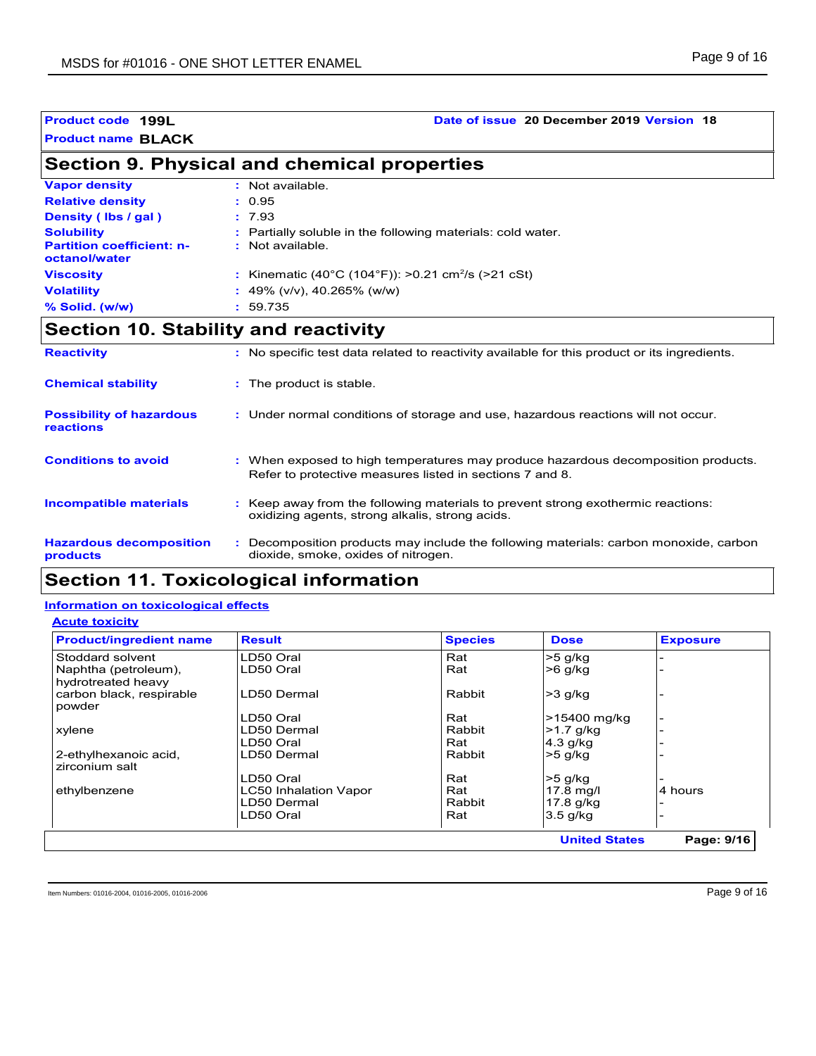**Product code** 199L **Date of issue** 20 December 2019 **Version** 18

**Product name** BLACK

## Section 9. Physical and chemical properties

| | |
|---|---|
| **Vapor density** | : Not available. |
| **Relative density** | : 0.95 |
| **Density ( lbs / gal )** | : 7.93 |
| **Solubility** | : Partially soluble in the following materials: cold water. |
| **Partition coefficient: n-octanol/water** | : Not available. |
| **Viscosity** | : Kinematic (40°C (104°F)): >0.21 $cm^2/s$ (>21 cSt) |
| **Volatility** | : 49% (v/v), 40.265% (w/w) |
| **% Solid. (w/w)** | : 59.735 |

## Section 10. Stability and reactivity

| | |
|---|---|
| **Reactivity** | : No specific test data related to reactivity available for this product or its ingredients. |
| **Chemical stability** | : The product is stable. |
| **Possibility of hazardous reactions** | : Under normal conditions of storage and use, hazardous reactions will not occur. |
| **Conditions to avoid** | : When exposed to high temperatures may produce hazardous decomposition products. Refer to protective measures listed in sections 7 and 8. |
| **Incompatible materials** | : Keep away from the following materials to prevent strong exothermic reactions: oxidizing agents, strong alkalis, strong acids. |
| **Hazardous decomposition products** | : Decomposition products may include the following materials: carbon monoxide, carbon dioxide, smoke, oxides of nitrogen. |

## Section 11. Toxicological information

### Information on toxicological effects

#### Acute toxicity

| Product/ingredient name | Result | Species | Dose | Exposure |
|---|---|---|---|---|
| Stoddard solvent | LD50 Oral | Rat | >5 g/kg | - |
| Naphtha (petroleum), hydrotreated heavy | LD50 Oral | Rat | >6 g/kg | - |
| carbon black, respirable powder | LD50 Dermal | Rabbit | >3 g/kg | - |
| | LD50 Oral | Rat | >15400 mg/kg | - |
| xylene | LD50 Dermal | Rabbit | >1.7 g/kg | - |
| | LD50 Oral | Rat | 4.3 g/kg | - |
| 2-ethylhexanoic acid, zirconium salt | LD50 Dermal | Rabbit | >5 g/kg | - |
| | LD50 Oral | Rat | >5 g/kg | - |
| ethylbenzene | LC50 Inhalation Vapor | Rat | 17.8 mg/l | 4 hours |
| | LD50 Dermal | Rabbit | 17.8 g/kg | - |
| | LD50 Oral | Rat | 3.5 g/kg | - |

Item Numbers: 01016-2004, 01016-2005, 01016-2006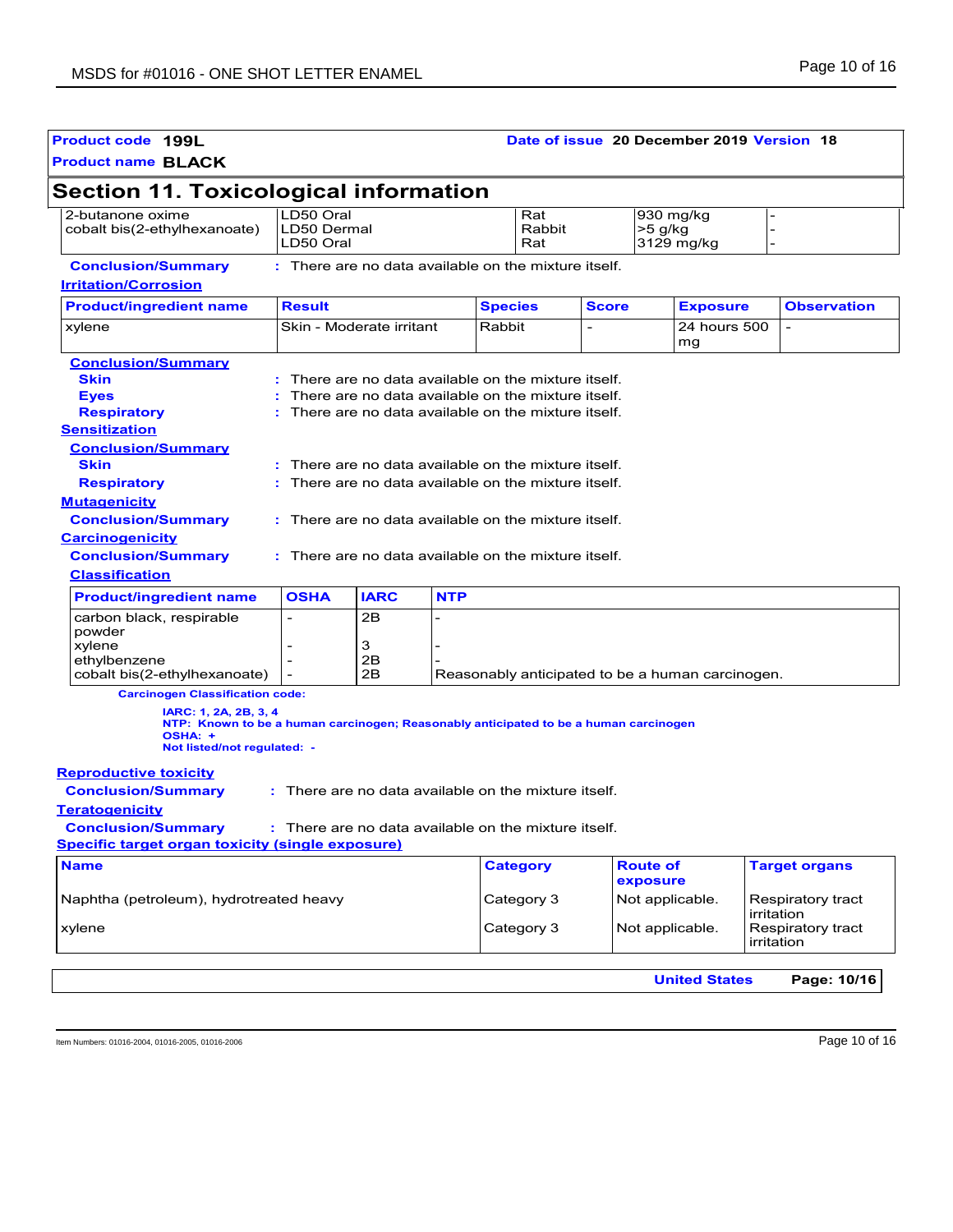**Product code** **199L** **Date of issue** **20 December 2019** **Version** **18**

**Product name** **BLACK**

## Section 11. Toxicological information

| | | | | |
|---|---|---|---|---|
| 2-butanone oxime | LD50 Oral | Rat | 930 mg/kg | - |
| cobalt bis(2-ethylhexanoate) | LD50 Dermal | Rabbit | >5 g/kg | - |
| | LD50 Oral | Rat | 3129 mg/kg | - |

**Conclusion/Summary** : There are no data available on the mixture itself.

**Irritation/Corrosion**

| Product/ingredient name | Result | Species | Score | Exposure | Observation |
|---|---|---|---|---|---|
| xylene | Skin - Moderate irritant | Rabbit | - | 24 hours 500 mg | - |

**Conclusion/Summary**

**Skin** : There are no data available on the mixture itself.

**Eyes** : There are no data available on the mixture itself.

**Respiratory** : There are no data available on the mixture itself.

**Sensitization**

**Conclusion/Summary**

**Skin** : There are no data available on the mixture itself.

**Respiratory** : There are no data available on the mixture itself.

**Mutagenicity**

**Conclusion/Summary** : There are no data available on the mixture itself.

**Carcinogenicity**

**Conclusion/Summary** : There are no data available on the mixture itself.

**Classification**

| Product/ingredient name | OSHA | IARC | NTP |
|---|---|---|---|
| carbon black, respirable powder | - | 2B | - |
| xylene | - | 3 | - |
| ethylbenzene | - | 2B | - |
| cobalt bis(2-ethylhexanoate) | - | 2B | Reasonably anticipated to be a human carcinogen. |

**Carcinogen Classification code:**

**IARC: 1, 2A, 2B, 3, 4**
**NTP: Known to be a human carcinogen; Reasonably anticipated to be a human carcinogen**
**OSHA: +**
**Not listed/not regulated: -**

**Reproductive toxicity**

**Conclusion/Summary** : There are no data available on the mixture itself.

**Teratogenicity**

**Conclusion/Summary** : There are no data available on the mixture itself.

**Specific target organ toxicity (single exposure)**

| Name | Category | Route of exposure | Target organs |
|---|---|---|---|
| Naphtha (petroleum), hydrotreated heavy | Category 3 | Not applicable. | Respiratory tract irritation |
| xylene | Category 3 | Not applicable. | Respiratory tract irritation |

Item Numbers: 01016-2004, 01016-2005, 01016-2006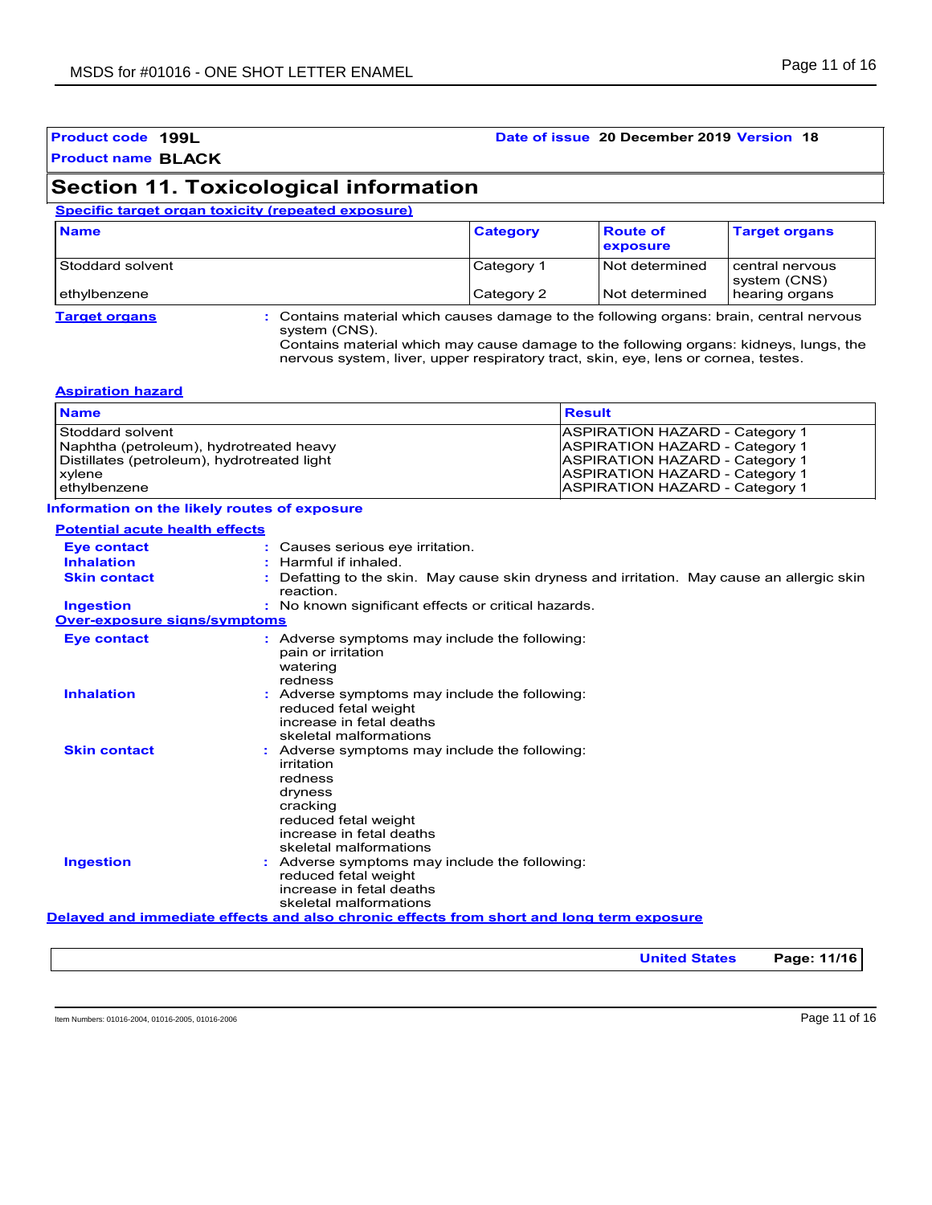**Product code** **199L** | **Date of issue** **20 December 2019** **Version** **18**

**Product name** **BLACK**

## Section 11. Toxicological information

**Specific target organ toxicity (repeated exposure)**

| Name | Category | Route of exposure | Target organs |
|---|---|---|---|
| Stoddard solvent | Category 1 | Not determined | central nervous system (CNS) |
| ethylbenzene | Category 2 | Not determined | hearing organs |

**Target organs** : Contains material which causes damage to the following organs: brain, central nervous system (CNS).
Contains material which may cause damage to the following organs: kidneys, lungs, the nervous system, liver, upper respiratory tract, skin, eye, lens or cornea, testes.

**Aspiration hazard**

| Name | Result |
|---|---|
| Stoddard solvent | ASPIRATION HAZARD - Category 1 |
| Naphtha (petroleum), hydrotreated heavy | ASPIRATION HAZARD - Category 1 |
| Distillates (petroleum), hydrotreated light | ASPIRATION HAZARD - Category 1 |
| xylene | ASPIRATION HAZARD - Category 1 |
| ethylbenzene | ASPIRATION HAZARD - Category 1 |

**Information on the likely routes of exposure**

**Potential acute health effects**

**Eye contact** : Causes serious eye irritation.

**Inhalation** : Harmful if inhaled.

**Skin contact** : Defatting to the skin. May cause skin dryness and irritation. May cause an allergic skin reaction.

**Ingestion** : No known significant effects or critical hazards.

**Over-exposure signs/symptoms**

**Eye contact** : Adverse symptoms may include the following:
pain or irritation
watering
redness

**Inhalation** : Adverse symptoms may include the following:
reduced fetal weight
increase in fetal deaths
skeletal malformations

**Skin contact** : Adverse symptoms may include the following:
irritation
redness
dryness
cracking
reduced fetal weight
increase in fetal deaths
skeletal malformations

**Ingestion** : Adverse symptoms may include the following:
reduced fetal weight
increase in fetal deaths
skeletal malformations

**Delayed and immediate effects and also chronic effects from short and long term exposure**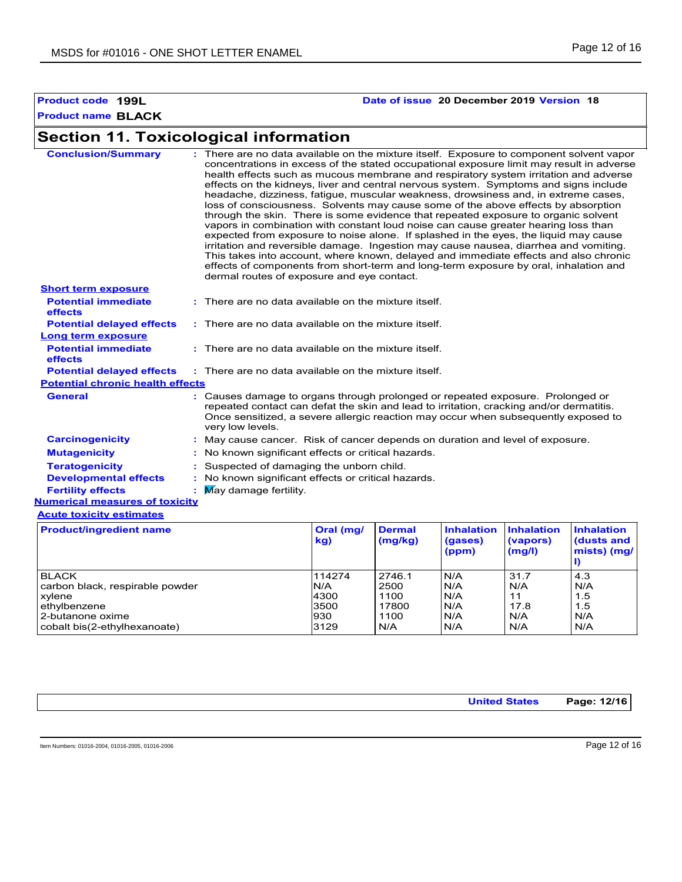Product code **199L**

Product name **BLACK**

Date of issue **20 December 2019** Version **18**

## Section 11. Toxicological information

**Conclusion/Summary** : There are no data available on the mixture itself. Exposure to component solvent vapor concentrations in excess of the stated occupational exposure limit may result in adverse health effects such as mucous membrane and respiratory system irritation and adverse effects on the kidneys, liver and central nervous system. Symptoms and signs include headache, dizziness, fatigue, muscular weakness, drowsiness and, in extreme cases, loss of consciousness. Solvents may cause some of the above effects by absorption through the skin. There is some evidence that repeated exposure to organic solvent vapors in combination with constant loud noise can cause greater hearing loss than expected from exposure to noise alone. If splashed in the eyes, the liquid may cause irritation and reversible damage. Ingestion may cause nausea, diarrhea and vomiting. This takes into account, where known, delayed and immediate effects and also chronic effects of components from short-term and long-term exposure by oral, inhalation and dermal routes of exposure and eye contact.

**Short term exposure**

**Potential immediate effects** : There are no data available on the mixture itself.

**Potential delayed effects** : There are no data available on the mixture itself.

**Long term exposure**

**Potential immediate effects** : There are no data available on the mixture itself.

**Potential delayed effects** : There are no data available on the mixture itself.

**Potential chronic health effects**

**General** : Causes damage to organs through prolonged or repeated exposure. Prolonged or repeated contact can defat the skin and lead to irritation, cracking and/or dermatitis. Once sensitized, a severe allergic reaction may occur when subsequently exposed to very low levels.

**Carcinogenicity** : May cause cancer. Risk of cancer depends on duration and level of exposure.

**Mutagenicity** : No known significant effects or critical hazards.

**Teratogenicity** : Suspected of damaging the unborn child.

**Developmental effects** : No known significant effects or critical hazards.

**Fertility effects** : May damage fertility.

**Numerical measures of toxicity**

**Acute toxicity estimates**

| Product/ingredient name | Oral (mg/kg) | Dermal (mg/kg) | Inhalation (gases) (ppm) | Inhalation (vapors) (mg/l) | Inhalation (dusts and mists) (mg/l) |
|---|---|---|---|---|---|
| BLACK | 114274 | 2746.1 | N/A | 31.7 | 4.3 |
| carbon black, respirable powder | N/A | 2500 | N/A | N/A | N/A |
| xylene | 4300 | 1100 | N/A | 11 | 1.5 |
| ethylbenzene | 3500 | 17800 | N/A | 17.8 | 1.5 |
| 2-butanone oxime | 930 | 1100 | N/A | N/A | N/A |
| cobalt bis(2-ethylhexanoate) | 3129 | N/A | N/A | N/A | N/A |

Item Numbers: 01016-2004, 01016-2005, 01016-2006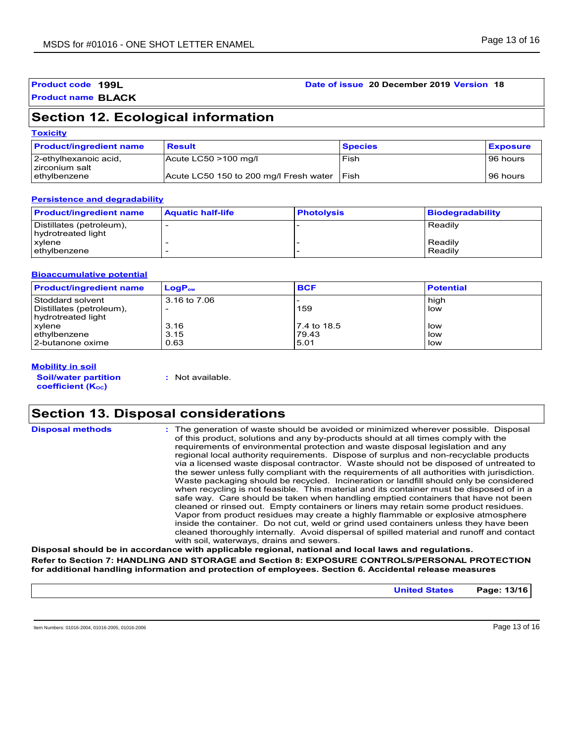**Product code** **199L** **Date of issue** **20 December 2019** **Version** **18**

**Product name** **BLACK**

## Section 12. Ecological information

### Toxicity

| Product/ingredient name | Result | Species | Exposure |
|---|---|---|---|
| 2-ethylhexanoic acid, zirconium salt | Acute LC50 >100 mg/l | Fish | 96 hours |
| ethylbenzene | Acute LC50 150 to 200 mg/l Fresh water | Fish | 96 hours |

### Persistence and degradability

| Product/ingredient name | Aquatic half-life | Photolysis | Biodegradability |
|---|---|---|---|
| Distillates (petroleum), hydrotreated light | - | - | Readily |
| xylene | - | - | Readily |
| ethylbenzene | - | - | Readily |

### Bioaccumulative potential

| Product/ingredient name | $LogP_{ow}$ | BCF | Potential |
|---|---|---|---|
| Stoddard solvent | 3.16 to 7.06 | - | high |
| Distillates (petroleum), hydrotreated light | - | 159 | low |
| xylene | 3.16 | 7.4 to 18.5 | low |
| ethylbenzene | 3.15 | 79.43 | low |
| 2-butanone oxime | 0.63 | 5.01 | low |

### Mobility in soil

**Soil/water partition coefficient ($K_{OC}$)** : Not available.

## Section 13. Disposal considerations

**Disposal methods** : The generation of waste should be avoided or minimized wherever possible. Disposal of this product, solutions and any by-products should at all times comply with the requirements of environmental protection and waste disposal legislation and any regional local authority requirements. Dispose of surplus and non-recyclable products via a licensed waste disposal contractor. Waste should not be disposed of untreated to the sewer unless fully compliant with the requirements of all authorities with jurisdiction. Waste packaging should be recycled. Incineration or landfill should only be considered when recycling is not feasible. This material and its container must be disposed of in a safe way. Care should be taken when handling emptied containers that have not been cleaned or rinsed out. Empty containers or liners may retain some product residues. Vapor from product residues may create a highly flammable or explosive atmosphere inside the container. Do not cut, weld or grind used containers unless they have been cleaned thoroughly internally. Avoid dispersal of spilled material and runoff and contact with soil, waterways, drains and sewers.

**Disposal should be in accordance with applicable regional, national and local laws and regulations.**

**Refer to Section 7: HANDLING AND STORAGE and Section 8: EXPOSURE CONTROLS/PERSONAL PROTECTION for additional handling information and protection of employees. Section 6. Accidental release measures**

**United States**

Item Numbers: 01016-2004, 01016-2005, 01016-2006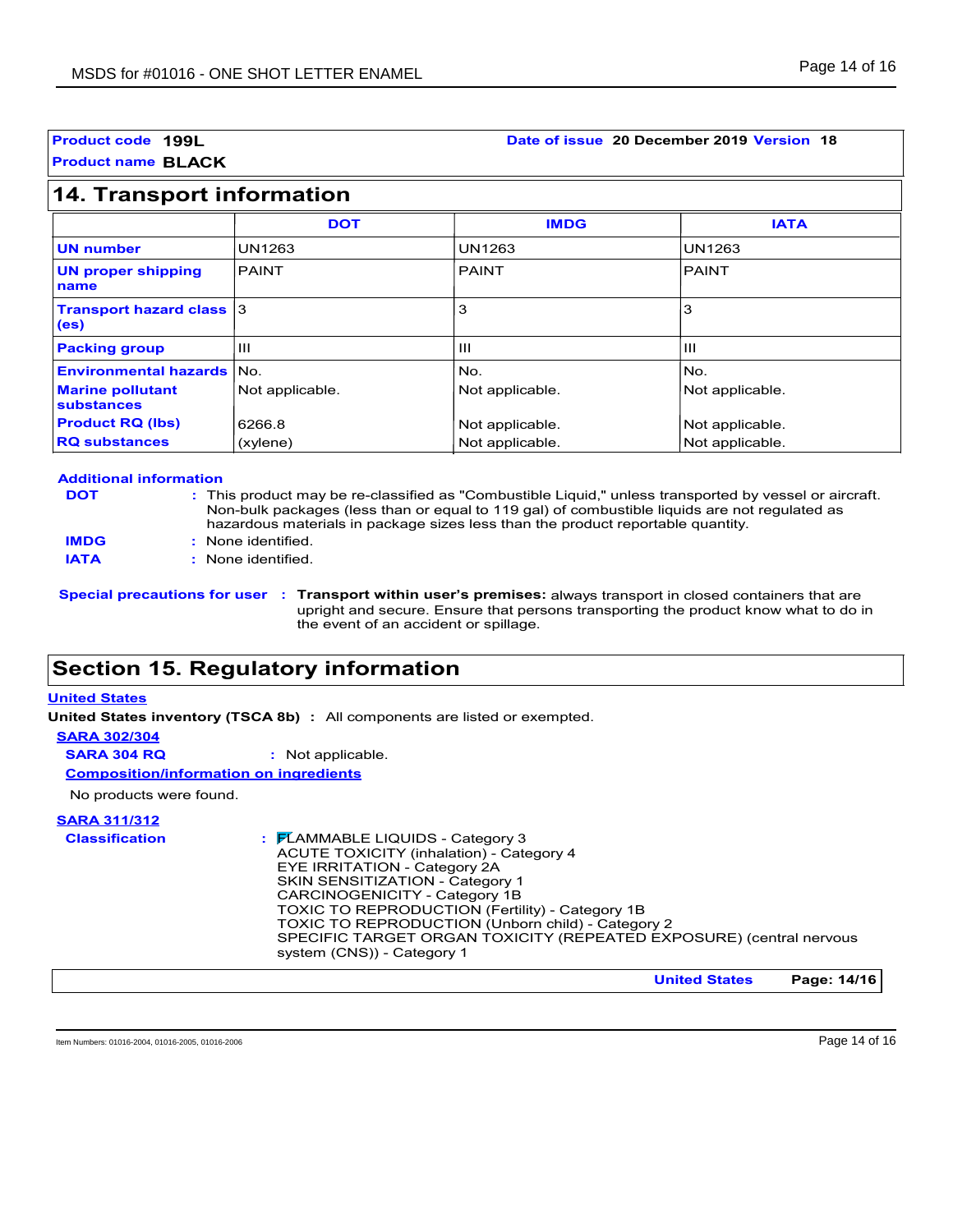**Product code** **199L**

**Date of issue** **20 December 2019** **Version** **18**

**Product name** **BLACK**

## 14. Transport information

| | DOT | IMDG | IATA |
|---|---|---|---|
| **UN number** | UN1263 | UN1263 | UN1263 |
| **UN proper shipping name** | PAINT | PAINT | PAINT |
| **Transport hazard class (es)** | 3 | 3 | 3 |
| **Packing group** | III | III | III |
| **Environmental hazards** | No. | No. | No. |
| **Marine pollutant substances** | Not applicable. | Not applicable. | Not applicable. |
| **Product RQ (lbs)** | 6266.8 | Not applicable. | Not applicable. |
| **RQ substances** | (xylene) | Not applicable. | Not applicable. |

**Additional information**

**DOT** : This product may be re-classified as "Combustible Liquid," unless transported by vessel or aircraft. Non-bulk packages (less than or equal to 119 gal) of combustible liquids are not regulated as hazardous materials in package sizes less than the product reportable quantity.

**IMDG** : None identified.

**IATA** : None identified.

**Special precautions for user** : **Transport within user's premises:** always transport in closed containers that are upright and secure. Ensure that persons transporting the product know what to do in the event of an accident or spillage.

## Section 15. Regulatory information

**United States**

**United States inventory (TSCA 8b)** : All components are listed or exempted.

**SARA 302/304**

**SARA 304 RQ** : Not applicable.

**Composition/information on ingredients**

No products were found.

**SARA 311/312**

**Classification** : FLAMMABLE LIQUIDS - Category 3
ACUTE TOXICITY (inhalation) - Category 4
EYE IRRITATION - Category 2A
SKIN SENSITIZATION - Category 1
CARCINOGENICITY - Category 1B
TOXIC TO REPRODUCTION (Fertility) - Category 1B
TOXIC TO REPRODUCTION (Unborn child) - Category 2
SPECIFIC TARGET ORGAN TOXICITY (REPEATED EXPOSURE) (central nervous system (CNS)) - Category 1

Item Numbers: 01016-2004, 01016-2005, 01016-2006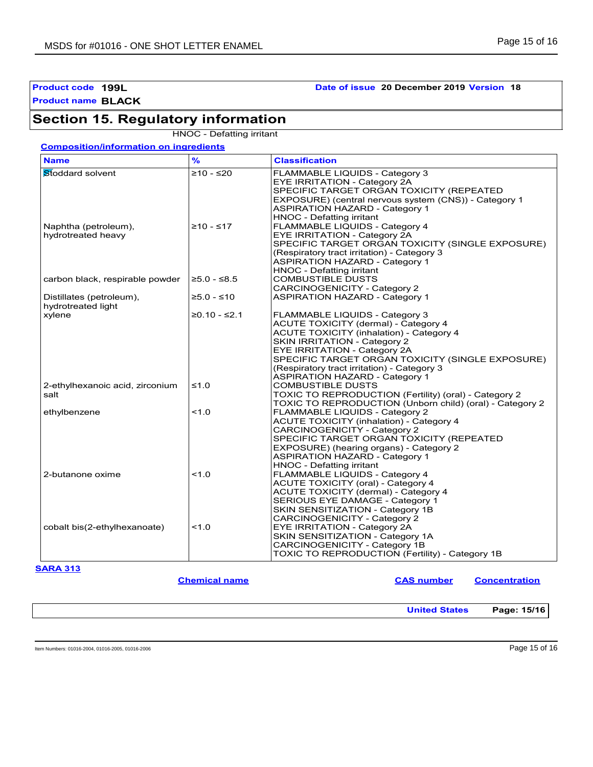**Product code** 199L

**Product name** BLACK

**Date of issue** 20 December 2019 **Version** 18

## Section 15. Regulatory information

HNOC - Defatting irritant

**Composition/information on ingredients**

| Name | % | Classification |
| --- | --- | --- |
| Stoddard solvent | ≥10 - ≤20 | FLAMMABLE LIQUIDS - Category 3<br>EYE IRRITATION - Category 2A<br>SPECIFIC TARGET ORGAN TOXICITY (REPEATED EXPOSURE) (central nervous system (CNS)) - Category 1<br>ASPIRATION HAZARD - Category 1<br>HNOC - Defatting irritant |
| Naphtha (petroleum), hydrotreated heavy | ≥10 - ≤17 | FLAMMABLE LIQUIDS - Category 4<br>EYE IRRITATION - Category 2A<br>SPECIFIC TARGET ORGAN TOXICITY (SINGLE EXPOSURE) (Respiratory tract irritation) - Category 3<br>ASPIRATION HAZARD - Category 1<br>HNOC - Defatting irritant |
| carbon black, respirable powder | ≥5.0 - ≤8.5 | COMBUSTIBLE DUSTS<br>CARCINOGENICITY - Category 2 |
| Distillates (petroleum), hydrotreated light | ≥5.0 - ≤10 | ASPIRATION HAZARD - Category 1 |
| xylene | ≥0.10 - ≤2.1 | FLAMMABLE LIQUIDS - Category 3<br>ACUTE TOXICITY (dermal) - Category 4<br>ACUTE TOXICITY (inhalation) - Category 4<br>SKIN IRRITATION - Category 2<br>EYE IRRITATION - Category 2A<br>SPECIFIC TARGET ORGAN TOXICITY (SINGLE EXPOSURE) (Respiratory tract irritation) - Category 3<br>ASPIRATION HAZARD - Category 1 |
| 2-ethylhexanoic acid, zirconium salt | ≤1.0 | COMBUSTIBLE DUSTS<br>TOXIC TO REPRODUCTION (Fertility) (oral) - Category 2<br>TOXIC TO REPRODUCTION (Unborn child) (oral) - Category 2 |
| ethylbenzene | <1.0 | FLAMMABLE LIQUIDS - Category 2<br>ACUTE TOXICITY (inhalation) - Category 4<br>CARCINOGENICITY - Category 2<br>SPECIFIC TARGET ORGAN TOXICITY (REPEATED EXPOSURE) (hearing organs) - Category 2<br>ASPIRATION HAZARD - Category 1<br>HNOC - Defatting irritant |
| 2-butanone oxime | <1.0 | FLAMMABLE LIQUIDS - Category 4<br>ACUTE TOXICITY (oral) - Category 4<br>ACUTE TOXICITY (dermal) - Category 4<br>SERIOUS EYE DAMAGE - Category 1<br>SKIN SENSITIZATION - Category 1B<br>CARCINOGENICITY - Category 2 |
| cobalt bis(2-ethylhexanoate) | <1.0 | EYE IRRITATION - Category 2A<br>SKIN SENSITIZATION - Category 1A<br>CARCINOGENICITY - Category 1B<br>TOXIC TO REPRODUCTION (Fertility) - Category 1B |

**SARA 313**

| Chemical name | CAS number | Concentration |
| --- | --- | --- |

**United States**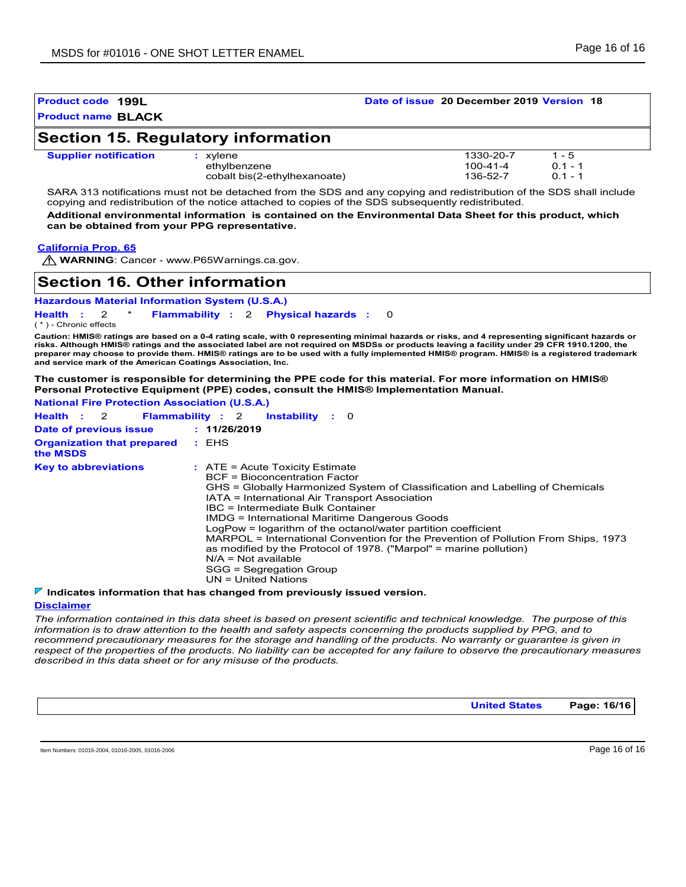**Product code** **199L** **Date of issue** **20 December 2019** **Version** **18**

**Product name** **BLACK**

## Section 15. Regulatory information

| | | | |
|---|---|---|---|
| **Supplier notification** | : xylene | 1330-20-7 | 1 - 5 |
| | ethylbenzene | 100-41-4 | 0.1 - 1 |
| | cobalt bis(2-ethylhexanoate) | 136-52-7 | 0.1 - 1 |

SARA 313 notifications must not be detached from the SDS and any copying and redistribution of the SDS shall include copying and redistribution of the notice attached to copies of the SDS subsequently redistributed.

**Additional environmental information is contained on the Environmental Data Sheet for this product, which can be obtained from your PPG representative.**

**California Prop. 65**

⚠ **WARNING**: Cancer - www.P65Warnings.ca.gov.

## Section 16. Other information

**Hazardous Material Information System (U.S.A.)**

**Health** : 2 * **Flammability** : 2 **Physical hazards** : 0

( * ) - Chronic effects

**Caution: HMIS® ratings are based on a 0-4 rating scale, with 0 representing minimal hazards or risks, and 4 representing significant hazards or risks. Although HMIS® ratings and the associated label are not required on MSDSs or products leaving a facility under 29 CFR 1910.1200, the preparer may choose to provide them. HMIS® ratings are to be used with a fully implemented HMIS® program. HMIS® is a registered trademark and service mark of the American Coatings Association, Inc.**

**The customer is responsible for determining the PPE code for this material. For more information on HMIS® Personal Protective Equipment (PPE) codes, consult the HMIS® Implementation Manual.**

**National Fire Protection Association (U.S.A.)**

**Health** : 2 **Flammability** : 2 **Instability** : 0

**Date of previous issue** : **11/26/2019**

**Organization that prepared the MSDS** : EHS

**Key to abbreviations** :
ATE = Acute Toxicity Estimate
BCF = Bioconcentration Factor
GHS = Globally Harmonized System of Classification and Labelling of Chemicals
IATA = International Air Transport Association
IBC = Intermediate Bulk Container
IMDG = International Maritime Dangerous Goods
LogPow = logarithm of the octanol/water partition coefficient
MARPOL = International Convention for the Prevention of Pollution From Ships, 1973 as modified by the Protocol of 1978. ("Marpol" = marine pollution)
N/A = Not available
SGG = Segregation Group
UN = United Nations

◤ **Indicates information that has changed from previously issued version.**

**Disclaimer**

*The information contained in this data sheet is based on present scientific and technical knowledge. The purpose of this information is to draw attention to the health and safety aspects concerning the products supplied by PPG, and to recommend precautionary measures for the storage and handling of the products. No warranty or guarantee is given in respect of the properties of the products. No liability can be accepted for any failure to observe the precautionary measures described in this data sheet or for any misuse of the products.*

Item Numbers: 01016-2004, 01016-2005, 01016-2006